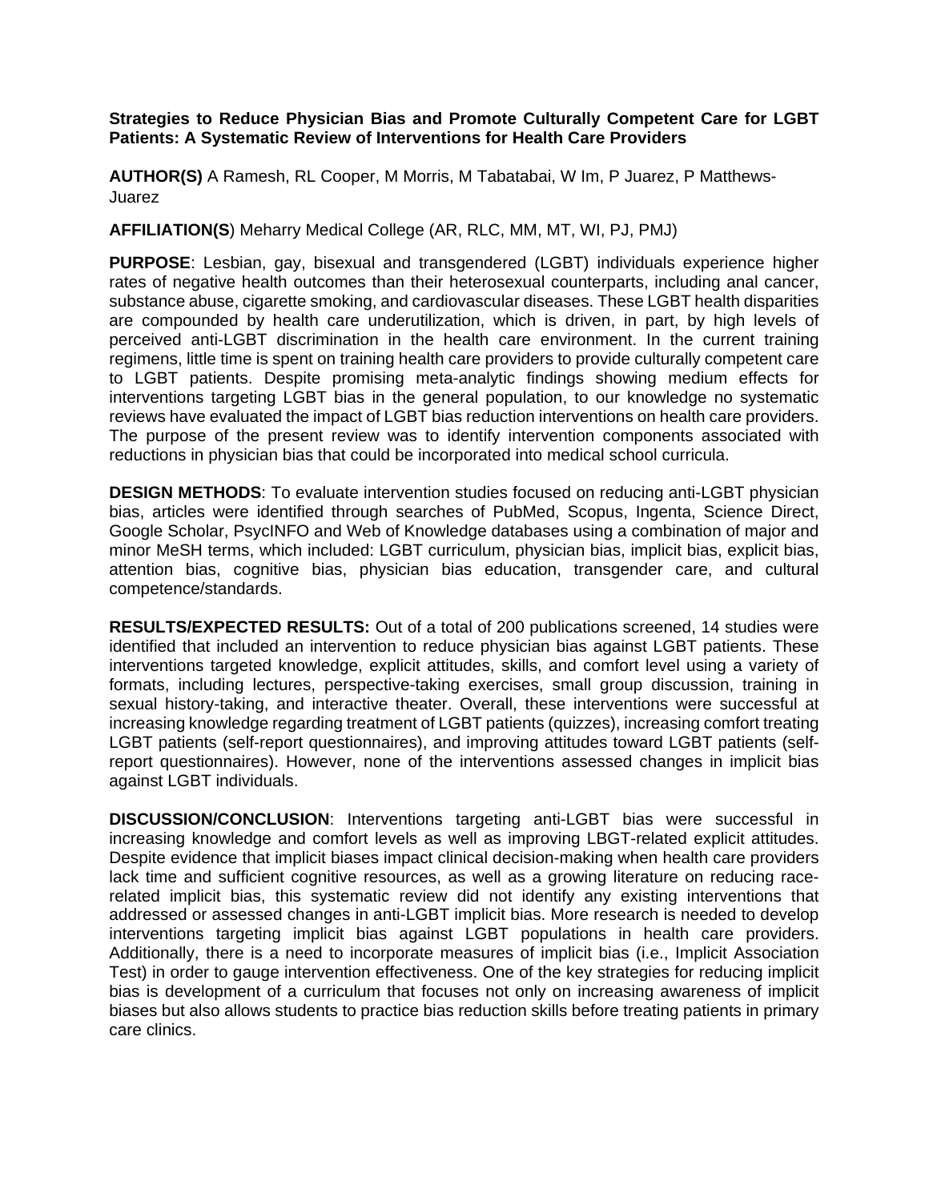**Strategies to Reduce Physician Bias and Promote Culturally Competent Care for LGBT Patients: A Systematic Review of Interventions for Health Care Providers**

**AUTHOR(S)** A Ramesh, RL Cooper, M Morris, M Tabatabai, W Im, P Juarez, P Matthews-Juarez

**AFFILIATION(S**) Meharry Medical College (AR, RLC, MM, MT, WI, PJ, PMJ)

**PURPOSE**: Lesbian, gay, bisexual and transgendered (LGBT) individuals experience higher rates of negative health outcomes than their heterosexual counterparts, including anal cancer, substance abuse, cigarette smoking, and cardiovascular diseases. These LGBT health disparities are compounded by health care underutilization, which is driven, in part, by high levels of perceived anti-LGBT discrimination in the health care environment. In the current training regimens, little time is spent on training health care providers to provide culturally competent care to LGBT patients. Despite promising meta-analytic findings showing medium effects for interventions targeting LGBT bias in the general population, to our knowledge no systematic reviews have evaluated the impact of LGBT bias reduction interventions on health care providers. The purpose of the present review was to identify intervention components associated with reductions in physician bias that could be incorporated into medical school curricula.

**DESIGN METHODS**: To evaluate intervention studies focused on reducing anti-LGBT physician bias, articles were identified through searches of PubMed, Scopus, Ingenta, Science Direct, Google Scholar, PsycINFO and Web of Knowledge databases using a combination of major and minor MeSH terms, which included: LGBT curriculum, physician bias, implicit bias, explicit bias, attention bias, cognitive bias, physician bias education, transgender care, and cultural competence/standards.

**RESULTS/EXPECTED RESULTS:** Out of a total of 200 publications screened, 14 studies were identified that included an intervention to reduce physician bias against LGBT patients. These interventions targeted knowledge, explicit attitudes, skills, and comfort level using a variety of formats, including lectures, perspective-taking exercises, small group discussion, training in sexual history-taking, and interactive theater. Overall, these interventions were successful at increasing knowledge regarding treatment of LGBT patients (quizzes), increasing comfort treating LGBT patients (self-report questionnaires), and improving attitudes toward LGBT patients (self-report questionnaires). However, none of the interventions assessed changes in implicit bias against LGBT individuals.

**DISCUSSION/CONCLUSION**: Interventions targeting anti-LGBT bias were successful in increasing knowledge and comfort levels as well as improving LBGT-related explicit attitudes. Despite evidence that implicit biases impact clinical decision-making when health care providers lack time and sufficient cognitive resources, as well as a growing literature on reducing race-related implicit bias, this systematic review did not identify any existing interventions that addressed or assessed changes in anti-LGBT implicit bias. More research is needed to develop interventions targeting implicit bias against LGBT populations in health care providers. Additionally, there is a need to incorporate measures of implicit bias (i.e., Implicit Association Test) in order to gauge intervention effectiveness. One of the key strategies for reducing implicit bias is development of a curriculum that focuses not only on increasing awareness of implicit biases but also allows students to practice bias reduction skills before treating patients in primary care clinics.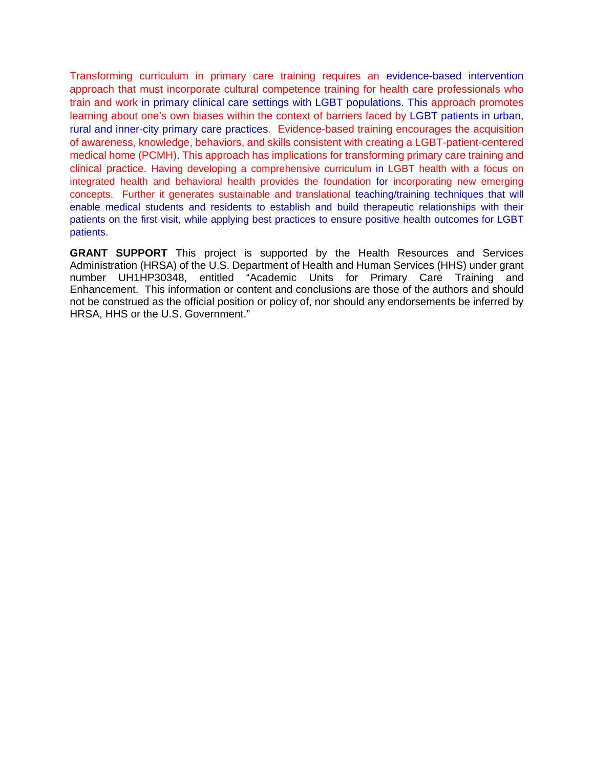Transforming curriculum in primary care training requires an evidence-based intervention approach that must incorporate cultural competence training for health care professionals who train and work in primary clinical care settings with LGBT populations. This approach promotes learning about one's own biases within the context of barriers faced by LGBT patients in urban, rural and inner-city primary care practices. Evidence-based training encourages the acquisition of awareness, knowledge, behaviors, and skills consistent with creating a LGBT-patient-centered medical home (PCMH). This approach has implications for transforming primary care training and clinical practice. Having developing a comprehensive curriculum in LGBT health with a focus on integrated health and behavioral health provides the foundation for incorporating new emerging concepts. Further it generates sustainable and translational teaching/training techniques that will enable medical students and residents to establish and build therapeutic relationships with their patients on the first visit, while applying best practices to ensure positive health outcomes for LGBT patients.

**GRANT SUPPORT** This project is supported by the Health Resources and Services Administration (HRSA) of the U.S. Department of Health and Human Services (HHS) under grant number UH1HP30348, entitled "Academic Units for Primary Care Training and Enhancement. This information or content and conclusions are those of the authors and should not be construed as the official position or policy of, nor should any endorsements be inferred by HRSA, HHS or the U.S. Government."